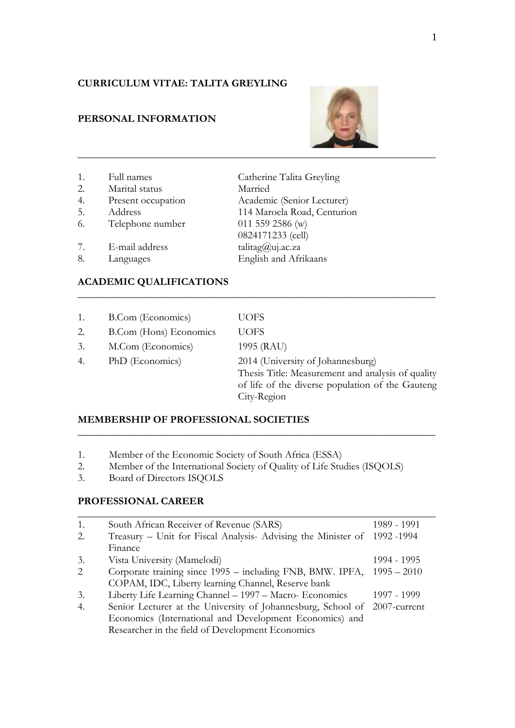# CURRICULUM VITAE: TALITA GREYLING

## PERSONAL INFORMATION

| | | |
|---|---|---|
| 1. | Full names | Catherine Talita Greyling |
| 2. | Marital status | Married |
| 4. | Present occupation | Academic (Senior Lecturer) |
| 5. | Address | 114 Maroela Road, Centurion |
| 6. | Telephone number | 011 559 2586 (w)<br>0824171233 (cell) |
| 7. | E-mail address | talitag@uj.ac.za |
| 8. | Languages | English and Afrikaans |

## ACADEMIC QUALIFICATIONS

| | | |
|---|---|---|
| 1. | B.Com (Economics) | UOFS |
| 2. | B.Com (Hons) Economics | UOFS |
| 3. | M.Com (Economics) | 1995 (RAU) |
| 4. | PhD (Economics) | 2014 (University of Johannesburg)<br>Thesis Title: Measurement and analysis of quality of life of the diverse population of the Gauteng City-Region |

## MEMBERSHIP OF PROFESSIONAL SOCIETIES

1. Member of the Economic Society of South Africa (ESSA)
2. Member of the International Society of Quality of Life Studies (ISQOLS)
3. Board of Directors ISQOLS

## PROFESSIONAL CAREER

| | | |
|---|---|---|
| 1. | South African Receiver of Revenue (SARS) | 1989 - 1991 |
| 2. | Treasury – Unit for Fiscal Analysis- Advising the Minister of Finance | 1992 -1994 |
| 3. | Vista University (Mamelodi) | 1994 - 1995 |
| 2 | Corporate training since 1995 – including FNB, BMW. IPFA, COPAM, IDC, Liberty learning Channel, Reserve bank | 1995 – 2010 |
| 3. | Liberty Life Learning Channel – 1997 – Macro- Economics | 1997 - 1999 |
| 4. | Senior Lecturer at the University of Johannesburg, School of Economics (International and Development Economics) and Researcher in the field of Development Economics | 2007-current |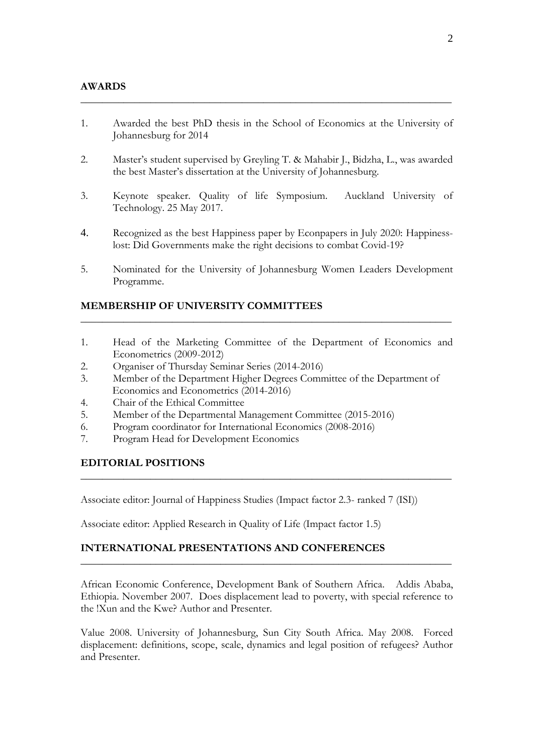## AWARDS

1. Awarded the best PhD thesis in the School of Economics at the University of Johannesburg for 2014

2. Master's student supervised by Greyling T. & Mahabir J., Bidzha, L., was awarded the best Master's dissertation at the University of Johannesburg.

3. Keynote speaker. Quality of life Symposium. Auckland University of Technology. 25 May 2017.

4. Recognized as the best Happiness paper by Econpapers in July 2020: Happiness-lost: Did Governments make the right decisions to combat Covid-19?

5. Nominated for the University of Johannesburg Women Leaders Development Programme.

## MEMBERSHIP OF UNIVERSITY COMMITTEES

1. Head of the Marketing Committee of the Department of Economics and Econometrics (2009-2012)
2. Organiser of Thursday Seminar Series (2014-2016)
3. Member of the Department Higher Degrees Committee of the Department of Economics and Econometrics (2014-2016)
4. Chair of the Ethical Committee
5. Member of the Departmental Management Committee (2015-2016)
6. Program coordinator for International Economics (2008-2016)
7. Program Head for Development Economics

## EDITORIAL POSITIONS

Associate editor: Journal of Happiness Studies (Impact factor 2.3- ranked 7 (ISI))

Associate editor: Applied Research in Quality of Life (Impact factor 1.5)

## INTERNATIONAL PRESENTATIONS AND CONFERENCES

African Economic Conference, Development Bank of Southern Africa. Addis Ababa, Ethiopia. November 2007. Does displacement lead to poverty, with special reference to the !Xun and the Kwe? Author and Presenter.

Value 2008. University of Johannesburg, Sun City South Africa. May 2008. Forced displacement: definitions, scope, scale, dynamics and legal position of refugees? Author and Presenter.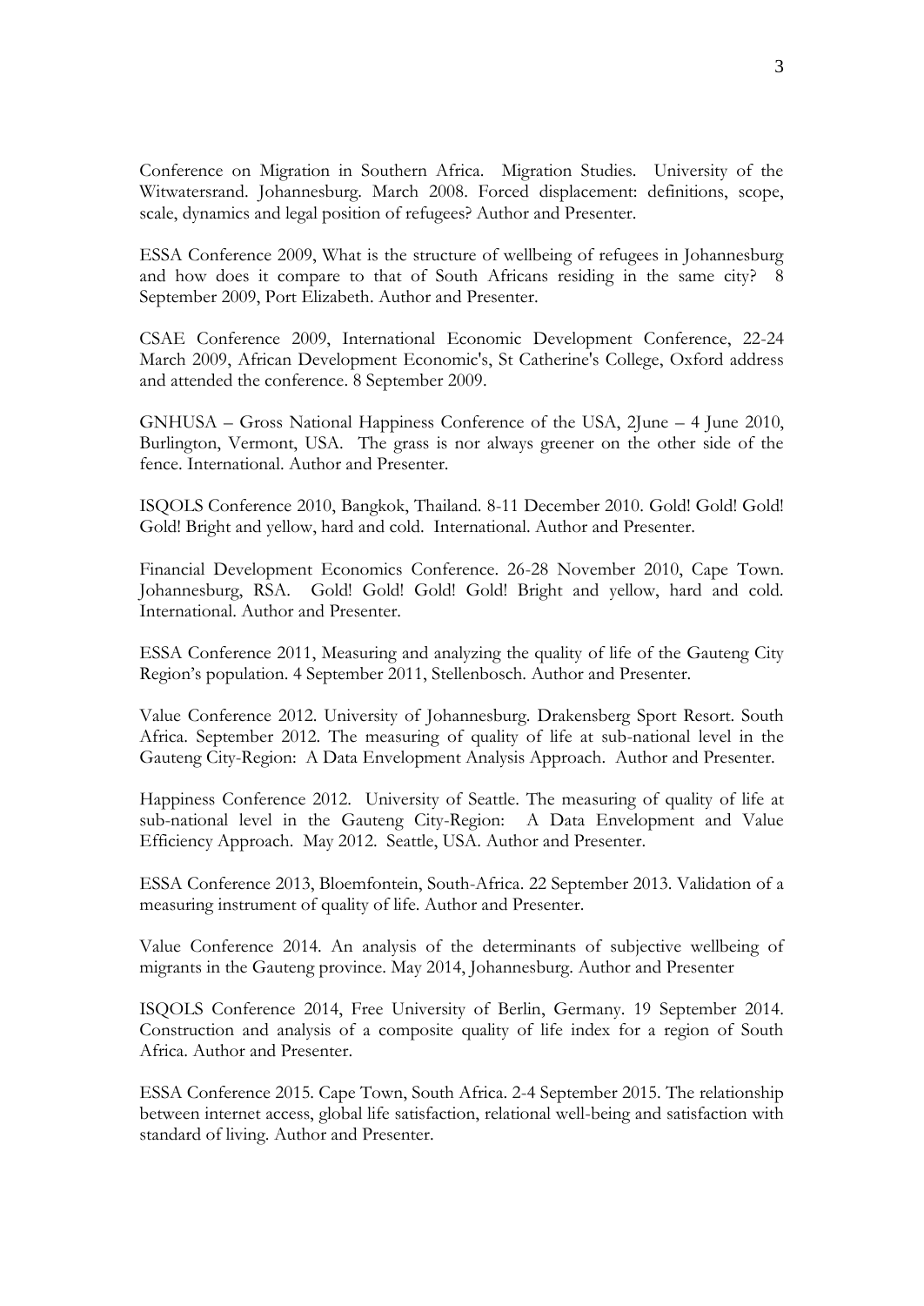Conference on Migration in Southern Africa. Migration Studies. University of the Witwatersrand. Johannesburg. March 2008. Forced displacement: definitions, scope, scale, dynamics and legal position of refugees? Author and Presenter.

ESSA Conference 2009, What is the structure of wellbeing of refugees in Johannesburg and how does it compare to that of South Africans residing in the same city? 8 September 2009, Port Elizabeth. Author and Presenter.

CSAE Conference 2009, International Economic Development Conference, 22-24 March 2009, African Development Economic's, St Catherine's College, Oxford address and attended the conference. 8 September 2009.

GNHUSA – Gross National Happiness Conference of the USA, 2June – 4 June 2010, Burlington, Vermont, USA. The grass is nor always greener on the other side of the fence. International. Author and Presenter.

ISQOLS Conference 2010, Bangkok, Thailand. 8-11 December 2010. Gold! Gold! Gold! Gold! Bright and yellow, hard and cold. International. Author and Presenter.

Financial Development Economics Conference. 26-28 November 2010, Cape Town. Johannesburg, RSA. Gold! Gold! Gold! Gold! Bright and yellow, hard and cold. International. Author and Presenter.

ESSA Conference 2011, Measuring and analyzing the quality of life of the Gauteng City Region's population. 4 September 2011, Stellenbosch. Author and Presenter.

Value Conference 2012. University of Johannesburg. Drakensberg Sport Resort. South Africa. September 2012. The measuring of quality of life at sub-national level in the Gauteng City-Region: A Data Envelopment Analysis Approach. Author and Presenter.

Happiness Conference 2012. University of Seattle. The measuring of quality of life at sub-national level in the Gauteng City-Region: A Data Envelopment and Value Efficiency Approach. May 2012. Seattle, USA. Author and Presenter.

ESSA Conference 2013, Bloemfontein, South-Africa. 22 September 2013. Validation of a measuring instrument of quality of life. Author and Presenter.

Value Conference 2014. An analysis of the determinants of subjective wellbeing of migrants in the Gauteng province. May 2014, Johannesburg. Author and Presenter

ISQOLS Conference 2014, Free University of Berlin, Germany. 19 September 2014. Construction and analysis of a composite quality of life index for a region of South Africa. Author and Presenter.

ESSA Conference 2015. Cape Town, South Africa. 2-4 September 2015. The relationship between internet access, global life satisfaction, relational well-being and satisfaction with standard of living. Author and Presenter.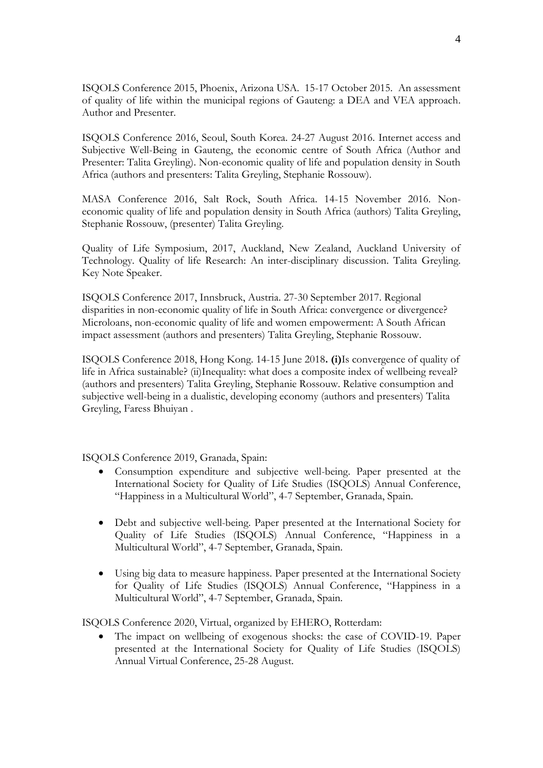ISQOLS Conference 2015, Phoenix, Arizona USA. 15-17 October 2015. An assessment of quality of life within the municipal regions of Gauteng: a DEA and VEA approach. Author and Presenter.

ISQOLS Conference 2016, Seoul, South Korea. 24-27 August 2016. Internet access and Subjective Well-Being in Gauteng, the economic centre of South Africa (Author and Presenter: Talita Greyling). Non-economic quality of life and population density in South Africa (authors and presenters: Talita Greyling, Stephanie Rossouw).

MASA Conference 2016, Salt Rock, South Africa. 14-15 November 2016. Non-economic quality of life and population density in South Africa (authors) Talita Greyling, Stephanie Rossouw, (presenter) Talita Greyling.

Quality of Life Symposium, 2017, Auckland, New Zealand, Auckland University of Technology. Quality of life Research: An inter-disciplinary discussion. Talita Greyling. Key Note Speaker.

ISQOLS Conference 2017, Innsbruck, Austria. 27-30 September 2017. Regional disparities in non-economic quality of life in South Africa: convergence or divergence? Microloans, non-economic quality of life and women empowerment: A South African impact assessment (authors and presenters) Talita Greyling, Stephanie Rossouw.

ISQOLS Conference 2018, Hong Kong. 14-15 June 2018**. (i)**Is convergence of quality of life in Africa sustainable? (ii)Inequality: what does a composite index of wellbeing reveal? (authors and presenters) Talita Greyling, Stephanie Rossouw. Relative consumption and subjective well-being in a dualistic, developing economy (authors and presenters) Talita Greyling, Faress Bhuiyan .

ISQOLS Conference 2019, Granada, Spain:

- Consumption expenditure and subjective well-being. Paper presented at the International Society for Quality of Life Studies (ISQOLS) Annual Conference, "Happiness in a Multicultural World", 4-7 September, Granada, Spain.

- Debt and subjective well-being. Paper presented at the International Society for Quality of Life Studies (ISQOLS) Annual Conference, "Happiness in a Multicultural World", 4-7 September, Granada, Spain.

- Using big data to measure happiness. Paper presented at the International Society for Quality of Life Studies (ISQOLS) Annual Conference, "Happiness in a Multicultural World", 4-7 September, Granada, Spain.

ISQOLS Conference 2020, Virtual, organized by EHERO, Rotterdam:

- The impact on wellbeing of exogenous shocks: the case of COVID-19. Paper presented at the International Society for Quality of Life Studies (ISQOLS) Annual Virtual Conference, 25-28 August.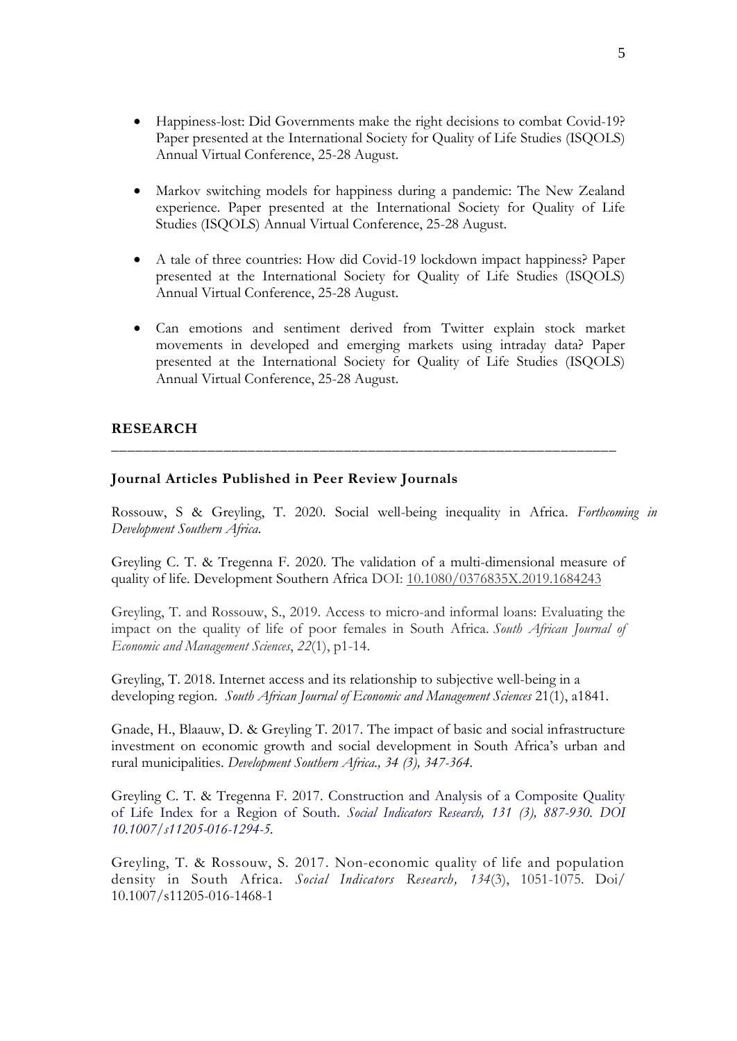- Happiness-lost: Did Governments make the right decisions to combat Covid-19? Paper presented at the International Society for Quality of Life Studies (ISQOLS) Annual Virtual Conference, 25-28 August.

- Markov switching models for happiness during a pandemic: The New Zealand experience. Paper presented at the International Society for Quality of Life Studies (ISQOLS) Annual Virtual Conference, 25-28 August.

- A tale of three countries: How did Covid-19 lockdown impact happiness? Paper presented at the International Society for Quality of Life Studies (ISQOLS) Annual Virtual Conference, 25-28 August.

- Can emotions and sentiment derived from Twitter explain stock market movements in developed and emerging markets using intraday data? Paper presented at the International Society for Quality of Life Studies (ISQOLS) Annual Virtual Conference, 25-28 August.

## RESEARCH

---

### Journal Articles Published in Peer Review Journals

Rossouw, S & Greyling, T. 2020. Social well-being inequality in Africa. *Forthcoming in Development Southern Africa.*

Greyling C. T. & Tregenna F. 2020. The validation of a multi-dimensional measure of quality of life. Development Southern Africa DOI: 10.1080/0376835X.2019.1684243

Greyling, T. and Rossouw, S., 2019. Access to micro-and informal loans: Evaluating the impact on the quality of life of poor females in South Africa. *South African Journal of Economic and Management Sciences*, *22*(1), p1-14.

Greyling, T. 2018. Internet access and its relationship to subjective well-being in a developing region. *South African Journal of Economic and Management Sciences* 21(1), a1841.

Gnade, H., Blaauw, D. & Greyling T. 2017. The impact of basic and social infrastructure investment on economic growth and social development in South Africa's urban and rural municipalities. *Development Southern Africa., 34 (3), 347-364.*

Greyling C. T. & Tregenna F. 2017. Construction and Analysis of a Composite Quality of Life Index for a Region of South. *Social Indicators Research, 131 (3), 887-930. DOI 10.1007/s11205-016-1294-5.*

Greyling, T. & Rossouw, S. 2017. Non-economic quality of life and population density in South Africa. *Social Indicators Research, 134*(3), 1051-1075. Doi/ 10.1007/s11205-016-1468-1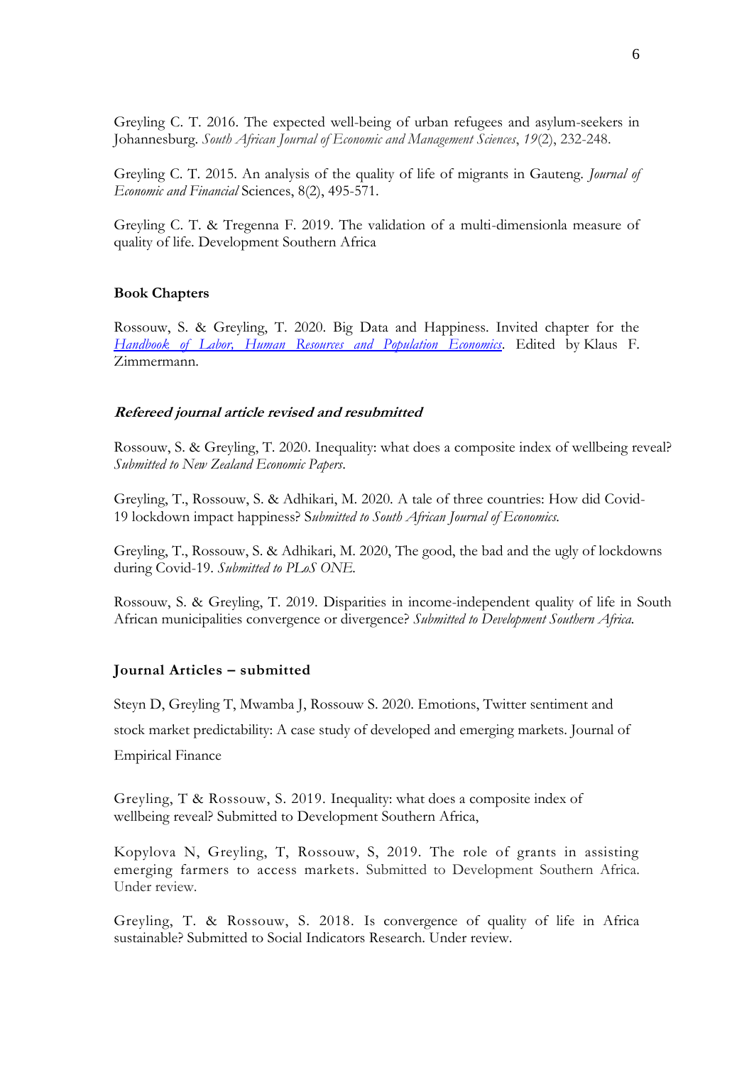Greyling C. T. 2016. The expected well-being of urban refugees and asylum-seekers in Johannesburg. *South African Journal of Economic and Management Sciences*, *19*(2), 232-248.

Greyling C. T. 2015. An analysis of the quality of life of migrants in Gauteng. *Journal of Economic and Financial* Sciences, 8(2), 495-571.

Greyling C. T. & Tregenna F. 2019. The validation of a multi-dimensionla measure of quality of life. Development Southern Africa

**Book Chapters**

Rossouw, S. & Greyling, T. 2020. Big Data and Happiness. Invited chapter for the *Handbook of Labor, Human Resources and Population Economics*. Edited by Klaus F. Zimmermann.

***Refereed journal article revised and resubmitted***

Rossouw, S. & Greyling, T. 2020. Inequality: what does a composite index of wellbeing reveal? *Submitted to New Zealand Economic Papers*.

Greyling, T., Rossouw, S. & Adhikari, M. 2020. A tale of three countries: How did Covid-19 lockdown impact happiness? S*ubmitted to South African Journal of Economics.*

Greyling, T., Rossouw, S. & Adhikari, M. 2020, The good, the bad and the ugly of lockdowns during Covid-19. *Submitted to PLoS ONE.*

Rossouw, S. & Greyling, T. 2019. Disparities in income-independent quality of life in South African municipalities convergence or divergence? *Submitted to Development Southern Africa.*

**Journal Articles – submitted**

Steyn D, Greyling T, Mwamba J, Rossouw S. 2020. Emotions, Twitter sentiment and stock market predictability: A case study of developed and emerging markets. Journal of Empirical Finance

Greyling, T & Rossouw, S. 2019. Inequality: what does a composite index of wellbeing reveal? Submitted to Development Southern Africa,

Kopylova N, Greyling, T, Rossouw, S, 2019. The role of grants in assisting emerging farmers to access markets. Submitted to Development Southern Africa. Under review.

Greyling, T. & Rossouw, S. 2018. Is convergence of quality of life in Africa sustainable? Submitted to Social Indicators Research. Under review.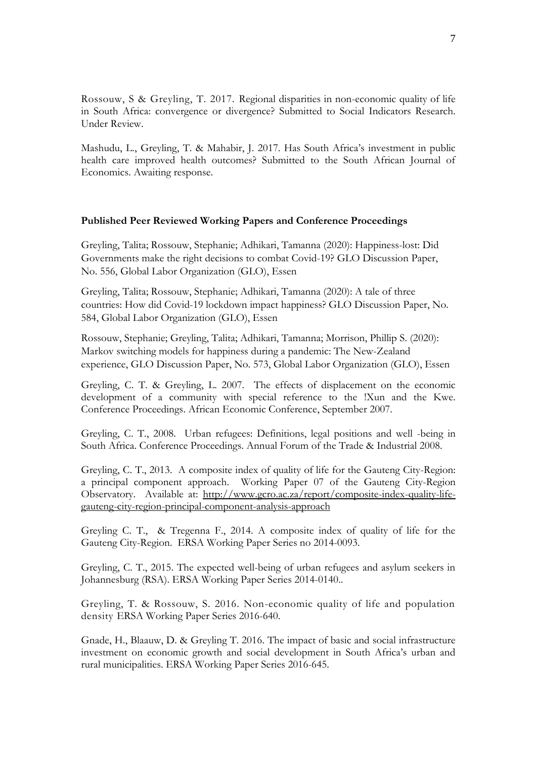Rossouw, S & Greyling, T. 2017. Regional disparities in non-economic quality of life in South Africa: convergence or divergence? Submitted to Social Indicators Research. Under Review.

Mashudu, L., Greyling, T. & Mahabir, J. 2017. Has South Africa's investment in public health care improved health outcomes? Submitted to the South African Journal of Economics. Awaiting response.

**Published Peer Reviewed Working Papers and Conference Proceedings**

Greyling, Talita; Rossouw, Stephanie; Adhikari, Tamanna (2020): Happiness-lost: Did Governments make the right decisions to combat Covid-19? GLO Discussion Paper, No. 556, Global Labor Organization (GLO), Essen

Greyling, Talita; Rossouw, Stephanie; Adhikari, Tamanna (2020): A tale of three countries: How did Covid-19 lockdown impact happiness? GLO Discussion Paper, No. 584, Global Labor Organization (GLO), Essen

Rossouw, Stephanie; Greyling, Talita; Adhikari, Tamanna; Morrison, Phillip S. (2020): Markov switching models for happiness during a pandemic: The New-Zealand experience, GLO Discussion Paper, No. 573, Global Labor Organization (GLO), Essen

Greyling, C. T. & Greyling, L. 2007. The effects of displacement on the economic development of a community with special reference to the !Xun and the Kwe. Conference Proceedings. African Economic Conference, September 2007.

Greyling, C. T., 2008. Urban refugees: Definitions, legal positions and well -being in South Africa. Conference Proceedings. Annual Forum of the Trade & Industrial 2008.

Greyling, C. T., 2013. A composite index of quality of life for the Gauteng City-Region: a principal component approach. Working Paper 07 of the Gauteng City-Region Observatory. Available at: [http://www.gcro.ac.za/report/composite-index-quality-life-gauteng-city-region-principal-component-analysis-approach](http://www.gcro.ac.za/report/composite-index-quality-life-gauteng-city-region-principal-component-analysis-approach)

Greyling C. T., & Tregenna F., 2014. A composite index of quality of life for the Gauteng City-Region. ERSA Working Paper Series no 2014-0093.

Greyling, C. T., 2015. The expected well-being of urban refugees and asylum seekers in Johannesburg (RSA). ERSA Working Paper Series 2014-0140..

Greyling, T. & Rossouw, S. 2016. Non-economic quality of life and population density ERSA Working Paper Series 2016-640.

Gnade, H., Blaauw, D. & Greyling T. 2016. The impact of basic and social infrastructure investment on economic growth and social development in South Africa's urban and rural municipalities. ERSA Working Paper Series 2016-645.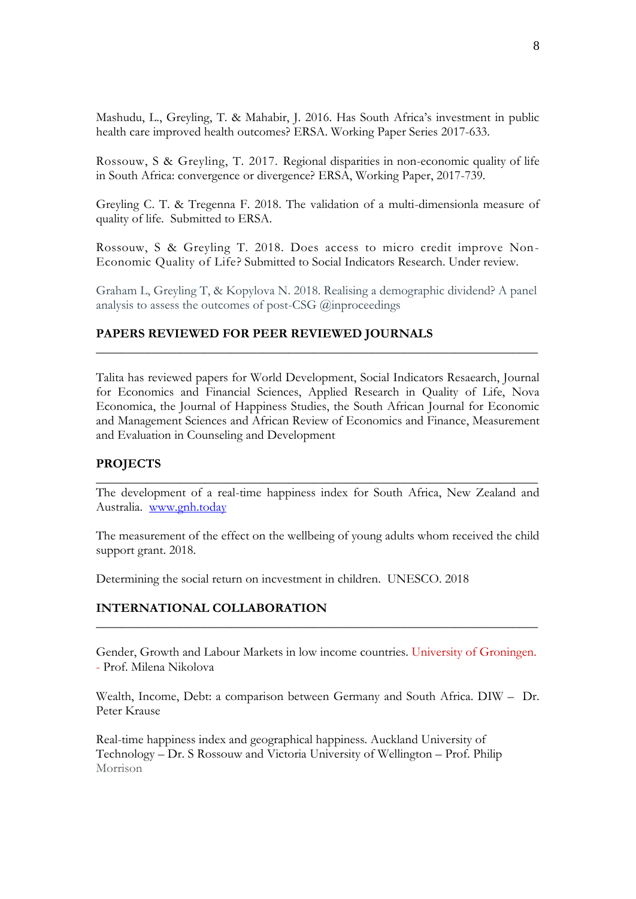Mashudu, L., Greyling, T. & Mahabir, J. 2016. Has South Africa's investment in public health care improved health outcomes? ERSA. Working Paper Series 2017-633.

Rossouw, S & Greyling, T. 2017. Regional disparities in non-economic quality of life in South Africa: convergence or divergence? ERSA, Working Paper, 2017-739.

Greyling C. T. & Tregenna F. 2018. The validation of a multi-dimensionla measure of quality of life. Submitted to ERSA.

Rossouw, S & Greyling T. 2018. Does access to micro credit improve Non-Economic Quality of Life? Submitted to Social Indicators Research. Under review.

Graham L, Greyling T, & Kopylova N. 2018. Realising a demographic dividend? A panel analysis to assess the outcomes of post-CSG @inproceedings

## PAPERS REVIEWED FOR PEER REVIEWED JOURNALS

Talita has reviewed papers for World Development, Social Indicators Resaearch, Journal for Economics and Financial Sciences, Applied Research in Quality of Life, Nova Economica, the Journal of Happiness Studies, the South African Journal for Economic and Management Sciences and African Review of Economics and Finance, Measurement and Evaluation in Counseling and Development

## PROJECTS

The development of a real-time happiness index for South Africa, New Zealand and Australia. [www.gnh.today](www.gnh.today)

The measurement of the effect on the wellbeing of young adults whom received the child support grant. 2018.

Determining the social return on incvestment in children. UNESCO. 2018

## INTERNATIONAL COLLABORATION

Gender, Growth and Labour Markets in low income countries. University of Groningen. - Prof. Milena Nikolova

Wealth, Income, Debt: a comparison between Germany and South Africa. DIW – Dr. Peter Krause

Real-time happiness index and geographical happiness. Auckland University of Technology – Dr. S Rossouw and Victoria University of Wellington – Prof. Philip Morrison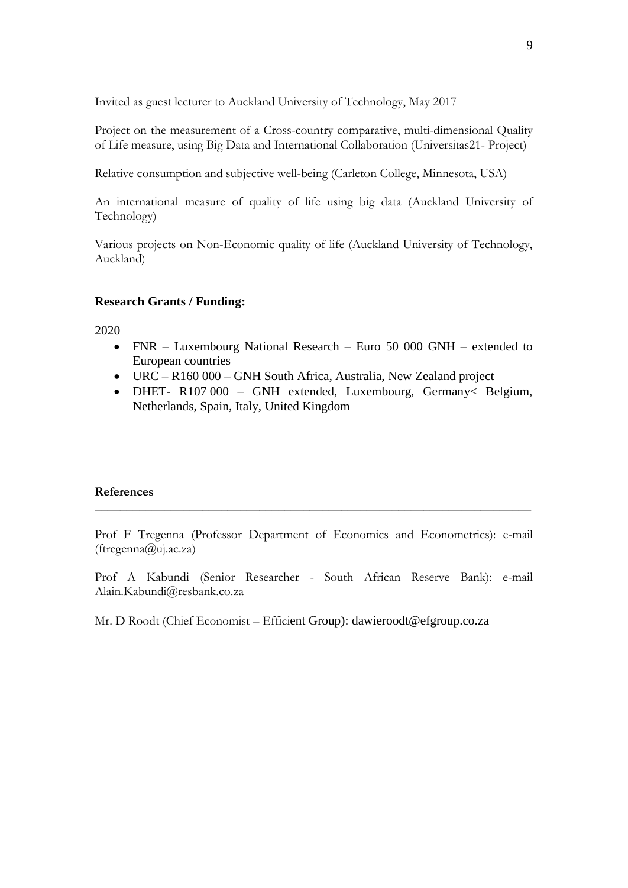Invited as guest lecturer to Auckland University of Technology, May 2017

Project on the measurement of a Cross-country comparative, multi-dimensional Quality of Life measure, using Big Data and International Collaboration (Universitas21- Project)

Relative consumption and subjective well-being (Carleton College, Minnesota, USA)

An international measure of quality of life using big data (Auckland University of Technology)

Various projects on Non-Economic quality of life (Auckland University of Technology, Auckland)

**Research Grants / Funding:**

2020

- FNR – Luxembourg National Research – Euro 50 000 GNH – extended to European countries
- URC – R160 000 – GNH South Africa, Australia, New Zealand project
- DHET- R107 000 – GNH extended, Luxembourg, Germany< Belgium, Netherlands, Spain, Italy, United Kingdom

**References**

---

Prof F Tregenna (Professor Department of Economics and Econometrics): e-mail (ftregenna@uj.ac.za)

Prof A Kabundi (Senior Researcher - South African Reserve Bank): e-mail Alain.Kabundi@resbank.co.za

Mr. D Roodt (Chief Economist – Efficient Group): dawieroodt@efgroup.co.za